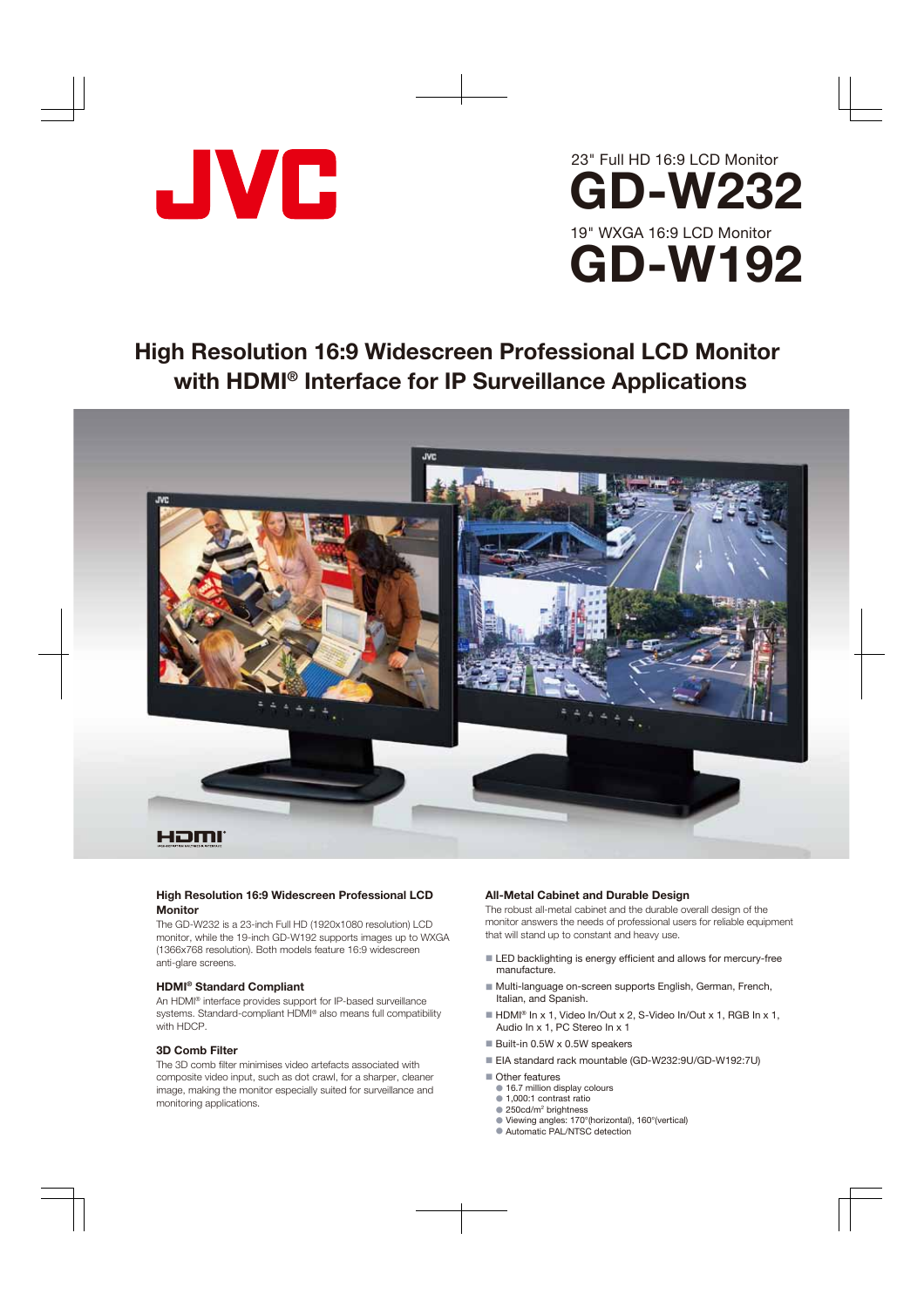JVC

23" Full HD 16:9 LCD Monitor

# GD-W232

19" WXGA 16:9 LCD Monitor

# GD-W192

## High Resolution 16:9 Widescreen Professional LCD Monitor with HDMI® Interface for IP Surveillance Applications

### High Resolution 16:9 Widescreen Professional LCD Monitor

The GD-W232 is a 23-inch Full HD (1920x1080 resolution) LCD monitor, while the 19-inch GD-W192 supports images up to WXGA (1366x768 resolution). Both models feature 16:9 widescreen anti-glare screens.

### HDMI® Standard Compliant

An HDMI® interface provides support for IP-based surveillance systems. Standard-compliant HDMI® also means full compatibility with HDCP.

### 3D Comb Filter

The 3D comb filter minimises video artefacts associated with composite video input, such as dot crawl, for a sharper, cleaner image, making the monitor especially suited for surveillance and monitoring applications.

### All-Metal Cabinet and Durable Design

The robust all-metal cabinet and the durable overall design of the monitor answers the needs of professional users for reliable equipment that will stand up to constant and heavy use.

- LED backlighting is energy efficient and allows for mercury-free manufacture.
- Multi-language on-screen supports English, German, French, Italian, and Spanish.
- HDMI® In x 1, Video In/Out x 2, S-Video In/Out x 1, RGB In x 1, Audio In x 1, PC Stereo In x 1
- Built-in 0.5W x 0.5W speakers
- EIA standard rack mountable (GD-W232:9U/GD-W192:7U)
- Other features
  - 16.7 million display colours
  - 1,000:1 contrast ratio
  - 250cd/m² brightness
  - Viewing angles: 170°(horizontal), 160°(vertical)
  - Automatic PAL/NTSC detection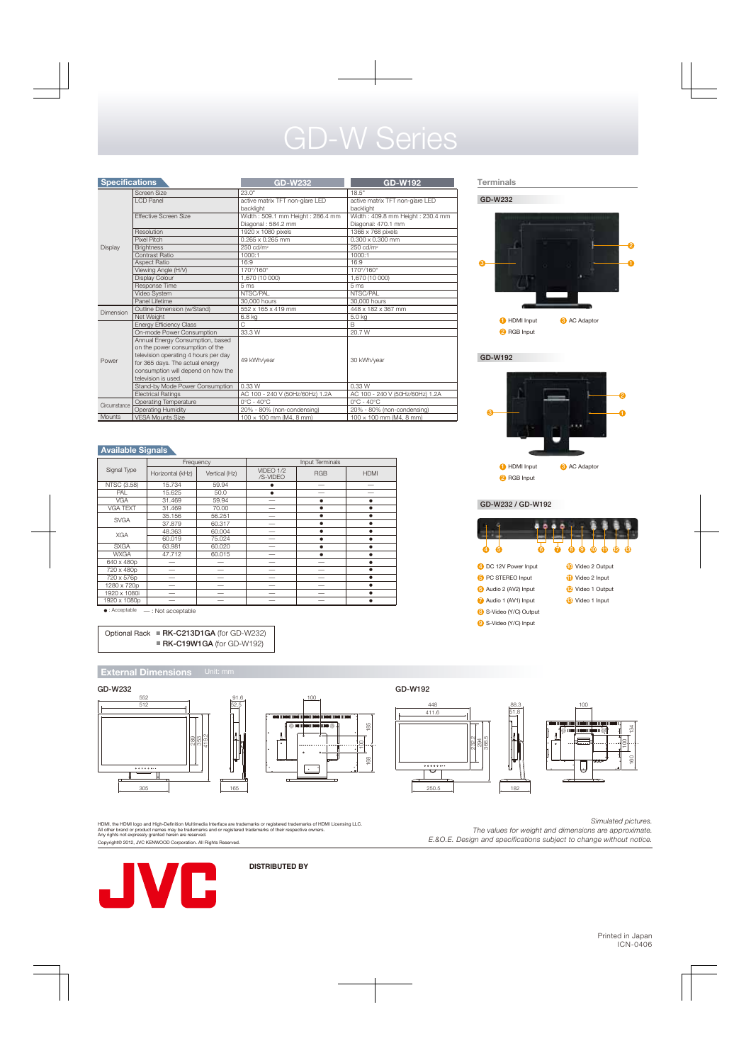# GD-W Series

## Specifications

| | | GD-W232 | GD-W192 |
|---|---|---|---|
| Display | Screen Size | 23.0" | 18.5" |
| | LCD Panel | active matrix TFT non-glare LED backlight | active matrix TFT non-glare LED backlight |
| | Effective Screen Size | Width : 509.1 mm Height : 286.4 mm Diagonal : 584.2 mm | Width : 409.8 mm Height : 230.4 mm Diagonal: 470.1 mm |
| | Resolution | 1920 x 1080 pixels | 1366 x 768 pixels |
| | Pixel Pitch | 0.265 x 0.265 mm | 0.300 x 0.300 mm |
| | Brightness | 250 cd/m² | 250 cd/m² |
| | Contrast Ratio | 1000:1 | 1000:1 |
| | Aspect Ratio | 16:9 | 16:9 |
| | Viewing Angle (H/V) | 170°/160° | 170°/160° |
| | Display Colour | 1,670 (10 000) | 1,670 (10 000) |
| | Response Time | 5 ms | 5 ms |
| | Video System | NTSC/PAL | NTSC/PAL |
| | Panel Lifetime | 30,000 hours | 30,000 hours |
| Dimension | Outline Dimension (w/Stand) | 552 x 165 x 419 mm | 448 x 182 x 367 mm |
| | Net Weight | 6.8 kg | 5.0 kg |
| Power | Energy Efficiency Class | C | B |
| | On-mode Power Consumption | 33.3 W | 20.7 W |
| | Annual Energy Consumption, based on the power consumption of the television operating 4 hours per day for 365 days. The actual energy consumption will depend on how the television is used. | 49 kWh/year | 30 kWh/year |
| | Stand-by Mode Power Consumption | 0.33 W | 0.33 W |
| | Electrical Ratings | AC 100 - 240 V (50Hz/60Hz) 1.2A | AC 100 - 240 V (50Hz/60Hz) 1.2A |
| Circumstances | Operating Temperature | 0°C - 40°C | 0°C - 40°C |
| | Operating Humidity | 20% - 80% (non-condensing) | 20% - 80% (non-condensing) |
| Mounts | VESA Mounts Size | 100 × 100 mm (M4, 8 mm) | 100 × 100 mm (M4, 8 mm) |

## Available Signals

| Signal Type | Frequency | | Input Terminals | | |
|---|---|---|---|---|---|
| | Horizontal (kHz) | Vertical (Hz) | VIDEO 1/2 /S-VIDEO | RGB | HDMI |
| NTSC (3.58) | 15.734 | 59.94 | ● | — | — |
| PAL | 15.625 | 50.0 | ● | — | — |
| VGA | 31.469 | 59.94 | — | ● | ● |
| VGA TEXT | 31.469 | 70.00 | — | ● | ● |
| SVGA | 35.156 | 56.251 | — | ● | ● |
| | 37.879 | 60.317 | — | ● | ● |
| XGA | 48.363 | 60.004 | — | ● | ● |
| | 60.019 | 75.024 | — | ● | ● |
| SXGA | 63.981 | 60.020 | — | ● | ● |
| WXGA | 47.712 | 60.015 | — | ● | ● |
| 640 x 480p | — | — | — | — | ● |
| 720 x 480p | — | — | — | — | ● |
| 720 x 576p | — | — | — | — | ● |
| 1280 x 720p | — | — | — | — | ● |
| 1920 x 1080i | — | — | — | — | ● |
| 1920 x 1080p | — | — | — | — | ● |

● : Acceptable — : Not acceptable

Optional Rack
- **RK-C213D1GA** (for GD-W232)
- **RK-C19W1GA** (for GD-W192)

## Terminals

### GD-W232

1. HDMI Input
2. RGB Input
3. AC Adaptor

### GD-W192

1. HDMI Input
2. RGB Input
3. AC Adaptor

### GD-W232 / GD-W192

4. DC 12V Power Input
5. PC STEREO Input
6. Audio 2 (AV2) Input
7. Audio 1 (AV1) Input
8. S-Video (Y/C) Output
9. S-Video (Y/C) Input
10. Video 2 Output
11. Video 2 Input
12. Video 1 Output
13. Video 1 Input

## External Dimensions Unit: mm

GD-W232

552
512
91.6
52.5
100
289
333
419.2
185
100
188
305
165

GD-W192

448
411.6
88.3
51.8
100
232.2
294
366.5
134
100
160
250.5
182

HDMI, the HDMI logo and High-Definition Multimedia Interface are trademarks or registered trademarks of HDMI Licensing LLC.
All other brand or product names may be trademarks and or registered trademarks of their respective owners.
Any rights not expressly granted herein are reserved.
Copyright© 2012, JVC KENWOOD Corporation. All Rights Reserved.

*Simulated pictures.*
*The values for weight and dimensions are approximate.*
*E.&O.E. Design and specifications subject to change without notice.*

JVC

**DISTRIBUTED BY**

Printed in Japan
ICN-0406